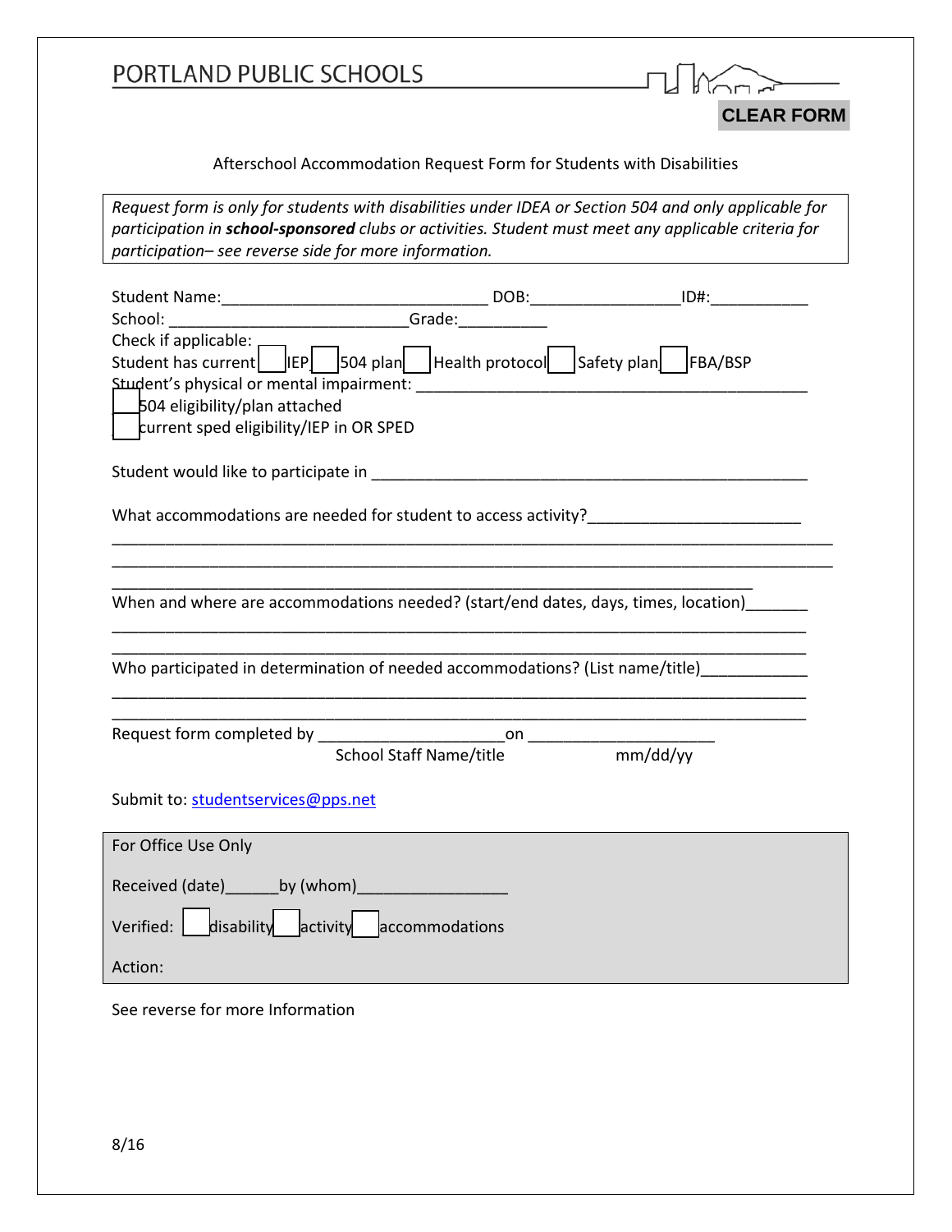# PORTLAND PUBLIC SCHOOLS

CLEAR FORM

Afterschool Accommodation Request Form for Students with Disabilities

*Request form is only for students with disabilities under IDEA or Section 504 and only applicable for participation in **school-sponsored** clubs or activities. Student must meet any applicable criteria for participation– see reverse side for more information.*

Student Name:_____________________________ DOB:________________ ID#:___________

School: ___________________________ Grade:__________

Check if applicable:

Student has current ☐ IEP ☐ 504 plan ☐ Health protocol ☐ Safety plan ☐ FBA/BSP

Student's physical or mental impairment: ____________________________________________

☐ 504 eligibility/plan attached

☐ current sped eligibility/IEP in OR SPED

Student would like to participate in ______________________________________________

What accommodations are needed for student to access activity?________________________

________________________________________________________________________________

________________________________________________________________________________

________________________________________________________________________

When and where are accommodations needed? (start/end dates, days, times, location)_______

________________________________________________________________________________

Who participated in determination of needed accommodations? (List name/title)___________

________________________________________________________________________________

________________________________________________________________________________

Request form completed by _____________________ on ____________________

School Staff Name/title mm/dd/yy

Submit to: studentservices@pps.net

For Office Use Only

Received (date)______by (whom)________________

Verified: ☐ disability ☐ activity ☐ accommodations

Action:

See reverse for more Information

8/16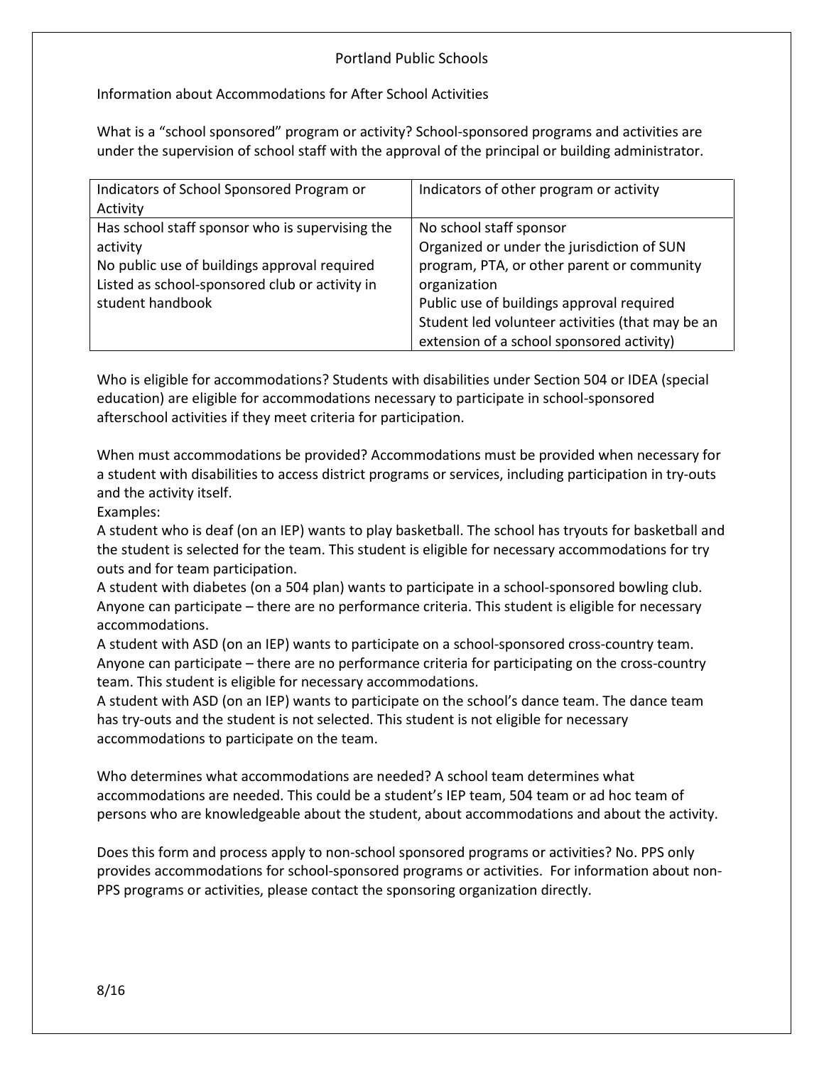Portland Public Schools

Information about Accommodations for After School Activities

What is a "school sponsored" program or activity? School-sponsored programs and activities are under the supervision of school staff with the approval of the principal or building administrator.

| Indicators of School Sponsored Program or Activity | Indicators of other program or activity |
|---|---|
| Has school staff sponsor who is supervising the activity<br>No public use of buildings approval required<br>Listed as school-sponsored club or activity in student handbook | No school staff sponsor<br>Organized or under the jurisdiction of SUN program, PTA, or other parent or community organization<br>Public use of buildings approval required<br>Student led volunteer activities (that may be an extension of a school sponsored activity) |

Who is eligible for accommodations? Students with disabilities under Section 504 or IDEA (special education) are eligible for accommodations necessary to participate in school-sponsored afterschool activities if they meet criteria for participation.

When must accommodations be provided? Accommodations must be provided when necessary for a student with disabilities to access district programs or services, including participation in try-outs and the activity itself.

Examples:

A student who is deaf (on an IEP) wants to play basketball. The school has tryouts for basketball and the student is selected for the team. This student is eligible for necessary accommodations for try outs and for team participation.

A student with diabetes (on a 504 plan) wants to participate in a school-sponsored bowling club. Anyone can participate – there are no performance criteria. This student is eligible for necessary accommodations.

A student with ASD (on an IEP) wants to participate on a school-sponsored cross-country team. Anyone can participate – there are no performance criteria for participating on the cross-country team. This student is eligible for necessary accommodations.

A student with ASD (on an IEP) wants to participate on the school's dance team. The dance team has try-outs and the student is not selected. This student is not eligible for necessary accommodations to participate on the team.

Who determines what accommodations are needed? A school team determines what accommodations are needed. This could be a student's IEP team, 504 team or ad hoc team of persons who are knowledgeable about the student, about accommodations and about the activity.

Does this form and process apply to non-school sponsored programs or activities? No. PPS only provides accommodations for school-sponsored programs or activities. For information about non-PPS programs or activities, please contact the sponsoring organization directly.

8/16